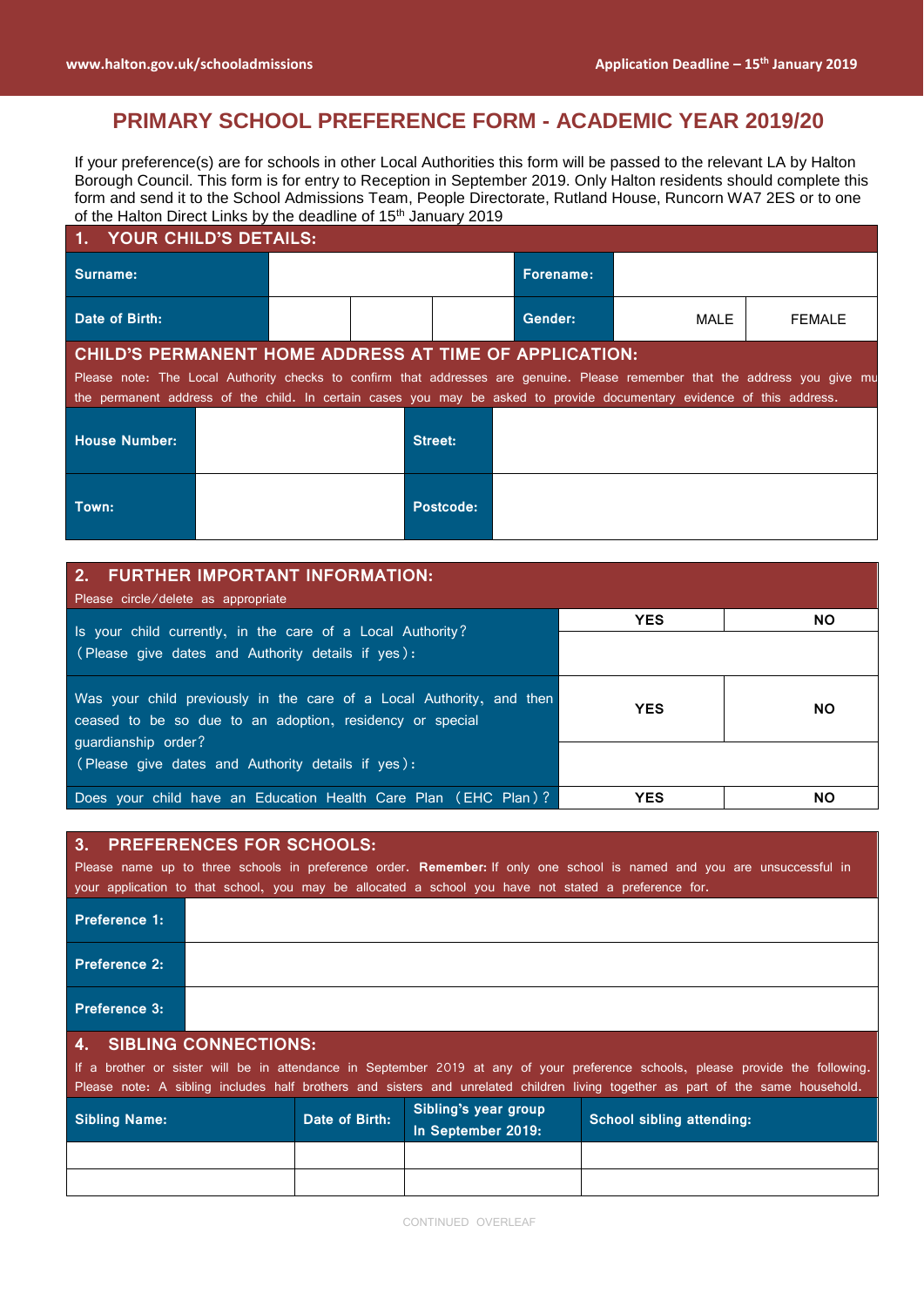# PRIMARY SCHOOL PREFERENCE FORM - ACADEMIC YEAR 2019/20

If your preference(s) are for schools in other Local Authorities this form will be passed to the relevant LA by Halton Borough Council. This form is for entry to Reception in September 2019. Only Halton residents should complete this form and send it to the School Admissions Team, People Directorate, Rutland House, Runcorn WA7 2ES or to one of the Halton Direct Links by the deadline of 15th January 2019

## 1. YOUR CHILD'S DETAILS:

| | | | | | |
|---|---|---|---|---|---|
| **Surname:** | | | | **Forename:** | |
| **Date of Birth:** | | | | **Gender:** | MALE / FEMALE |

### CHILD'S PERMANENT HOME ADDRESS AT TIME OF APPLICATION:

Please note: The Local Authority checks to confirm that addresses are genuine. Please remember that the address you give mu the permanent address of the child. In certain cases you may be asked to provide documentary evidence of this address.

| | | | |
|---|---|---|---|
| **House Number:** | | **Street:** | |
| **Town:** | | **Postcode:** | |

## 2. FURTHER IMPORTANT INFORMATION:

Please circle/delete as appropriate

| | | |
|---|---|---|
| Is your child currently, in the care of a Local Authority? (Please give dates and Authority details if yes): | YES | NO |
| | | |
| Was your child previously in the care of a Local Authority, and then ceased to be so due to an adoption, residency or special guardianship order? (Please give dates and Authority details if yes): | YES | NO |
| | | |
| Does your child have an Education Health Care Plan (EHC Plan)? | YES | NO |

## 3. PREFERENCES FOR SCHOOLS:

Please name up to three schools in preference order. **Remember:** If only one school is named and you are unsuccessful in your application to that school, you may be allocated a school you have not stated a preference for.

| | |
|---|---|
| **Preference 1:** | |
| **Preference 2:** | |
| **Preference 3:** | |

## 4. SIBLING CONNECTIONS:

If a brother or sister will be in attendance in September 2019 at any of your preference schools, please provide the following. Please note: A sibling includes half brothers and sisters and unrelated children living together as part of the same household.

| Sibling Name: | Date of Birth: | Sibling's year group In September 2019: | School sibling attending: |
|---|---|---|---|
| | | | |
| | | | |

CONTINUED OVERLEAF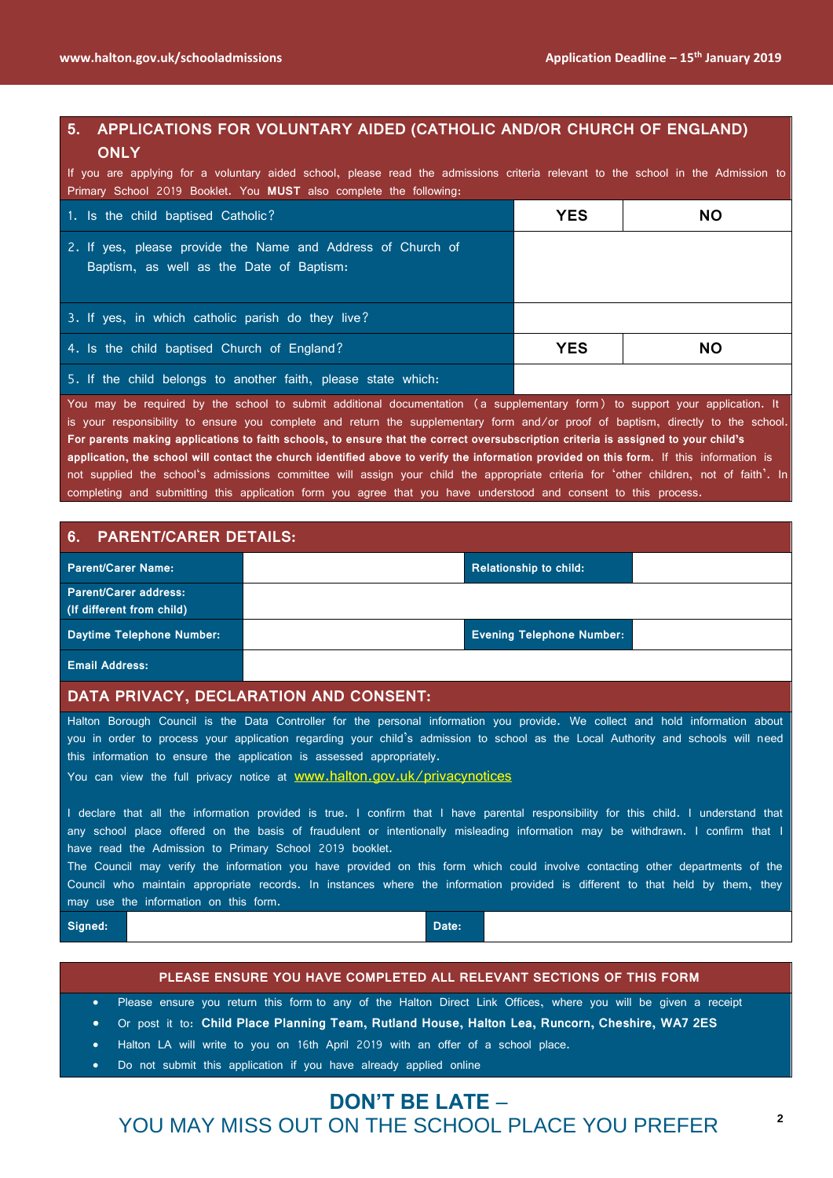## 5. APPLICATIONS FOR VOLUNTARY AIDED (CATHOLIC AND/OR CHURCH OF ENGLAND) ONLY

If you are applying for a voluntary aided school, please read the admissions criteria relevant to the school in the Admission to Primary School 2019 Booklet. You **MUST** also complete the following:

| | | |
|---|---|---|
| 1. Is the child baptised Catholic? | **YES** | **NO** |
| 2. If yes, please provide the Name and Address of Church of Baptism, as well as the Date of Baptism: | | |
| 3. If yes, in which catholic parish do they live? | | |
| 4. Is the child baptised Church of England? | **YES** | **NO** |
| 5. If the child belongs to another faith, please state which: | | |

You may be required by the school to submit additional documentation (a supplementary form) to support your application. It is your responsibility to ensure you complete and return the supplementary form and/or proof of baptism, directly to the school. **For parents making applications to faith schools, to ensure that the correct oversubscription criteria is assigned to your child's application, the school will contact the church identified above to verify the information provided on this form.** If this information is not supplied the school's admissions committee will assign your child the appropriate criteria for 'other children, not of faith'. In completing and submitting this application form you agree that you have understood and consent to this process.

## 6. PARENT/CARER DETAILS:

| | | | |
|---|---|---|---|
| **Parent/Carer Name:** | | **Relationship to child:** | |
| **Parent/Carer address: (If different from child)** | | | |
| **Daytime Telephone Number:** | | **Evening Telephone Number:** | |
| **Email Address:** | | | |

## DATA PRIVACY, DECLARATION AND CONSENT:

Halton Borough Council is the Data Controller for the personal information you provide. We collect and hold information about you in order to process your application regarding your child's admission to school as the Local Authority and schools will need this information to ensure the application is assessed appropriately.

You can view the full privacy notice at www.halton.gov.uk/privacynotices

I declare that all the information provided is true. I confirm that I have parental responsibility for this child. I understand that any school place offered on the basis of fraudulent or intentionally misleading information may be withdrawn. I confirm that I have read the Admission to Primary School 2019 booklet.

The Council may verify the information you have provided on this form which could involve contacting other departments of the Council who maintain appropriate records. In instances where the information provided is different to that held by them, they may use the information on this form.

| | | | |
|---|---|---|---|
| **Signed:** | | **Date:** | |

**PLEASE ENSURE YOU HAVE COMPLETED ALL RELEVANT SECTIONS OF THIS FORM**

- Please ensure you return this form to any of the Halton Direct Link Offices, where you will be given a receipt
- Or post it to: **Child Place Planning Team, Rutland House, Halton Lea, Runcorn, Cheshire, WA7 2ES**
- Halton LA will write to you on 16th April 2019 with an offer of a school place.
- Do not submit this application if you have already applied online

**DON'T BE LATE** –
YOU MAY MISS OUT ON THE SCHOOL PLACE YOU PREFER